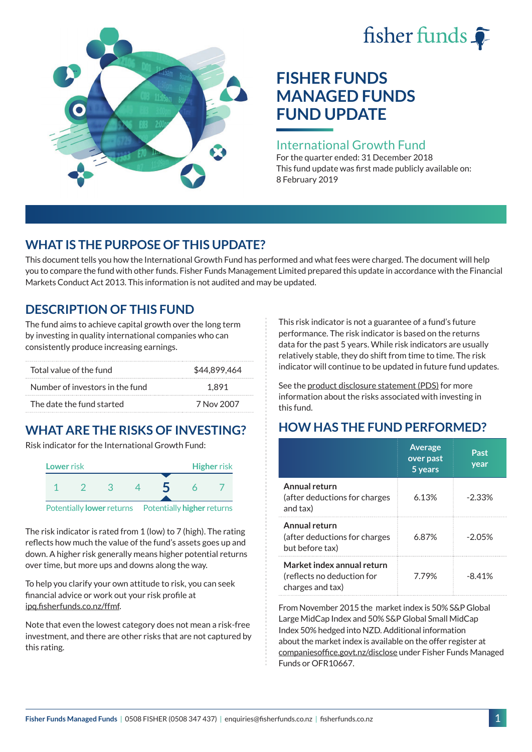fisher funds

# FISHER FUNDS MANAGED FUNDS FUND UPDATE

## International Growth Fund

For the quarter ended: 31 December 2018

This fund update was first made publicly available on: 8 February 2019

## WHAT IS THE PURPOSE OF THIS UPDATE?

This document tells you how the International Growth Fund has performed and what fees were charged. The document will help you to compare the fund with other funds. Fisher Funds Management Limited prepared this update in accordance with the Financial Markets Conduct Act 2013. This information is not audited and may be updated.

## DESCRIPTION OF THIS FUND

The fund aims to achieve capital growth over the long term by investing in quality international companies who can consistently produce increasing earnings.

| | |
|---|---|
| Total value of the fund | $44,899,464 |
| Number of investors in the fund | 1,891 |
| The date the fund started | 7 Nov 2007 |

## WHAT ARE THE RISKS OF INVESTING?

Risk indicator for the International Growth Fund:

| Lower risk | | | | | | Higher risk |
|---|---|---|---|---|---|---|
| 1 | 2 | 3 | 4 | **5** | 6 | 7 |
| Potentially **lower** returns | | | | | | Potentially **higher** returns |

The risk indicator is rated from 1 (low) to 7 (high). The rating reflects how much the value of the fund's assets goes up and down. A higher risk generally means higher potential returns over time, but more ups and downs along the way.

To help you clarify your own attitude to risk, you can seek financial advice or work out your risk profile at ipq.fisherfunds.co.nz/ffmf.

Note that even the lowest category does not mean a risk-free investment, and there are other risks that are not captured by this rating.

This risk indicator is not a guarantee of a fund's future performance. The risk indicator is based on the returns data for the past 5 years. While risk indicators are usually relatively stable, they do shift from time to time. The risk indicator will continue to be updated in future fund updates.

See the product disclosure statement (PDS) for more information about the risks associated with investing in this fund.

## HOW HAS THE FUND PERFORMED?

| | Average over past 5 years | Past year |
|---|---|---|
| **Annual return** (after deductions for charges and tax) | 6.13% | -2.33% |
| **Annual return** (after deductions for charges but before tax) | 6.87% | -2.05% |
| **Market index annual return** (reflects no deduction for charges and tax) | 7.79% | -8.41% |

From November 2015 the market index is 50% S&P Global Large MidCap Index and 50% S&P Global Small MidCap Index 50% hedged into NZD. Additional information about the market index is available on the offer register at companiesoffice.govt.nz/disclose under Fisher Funds Managed Funds or OFR10667.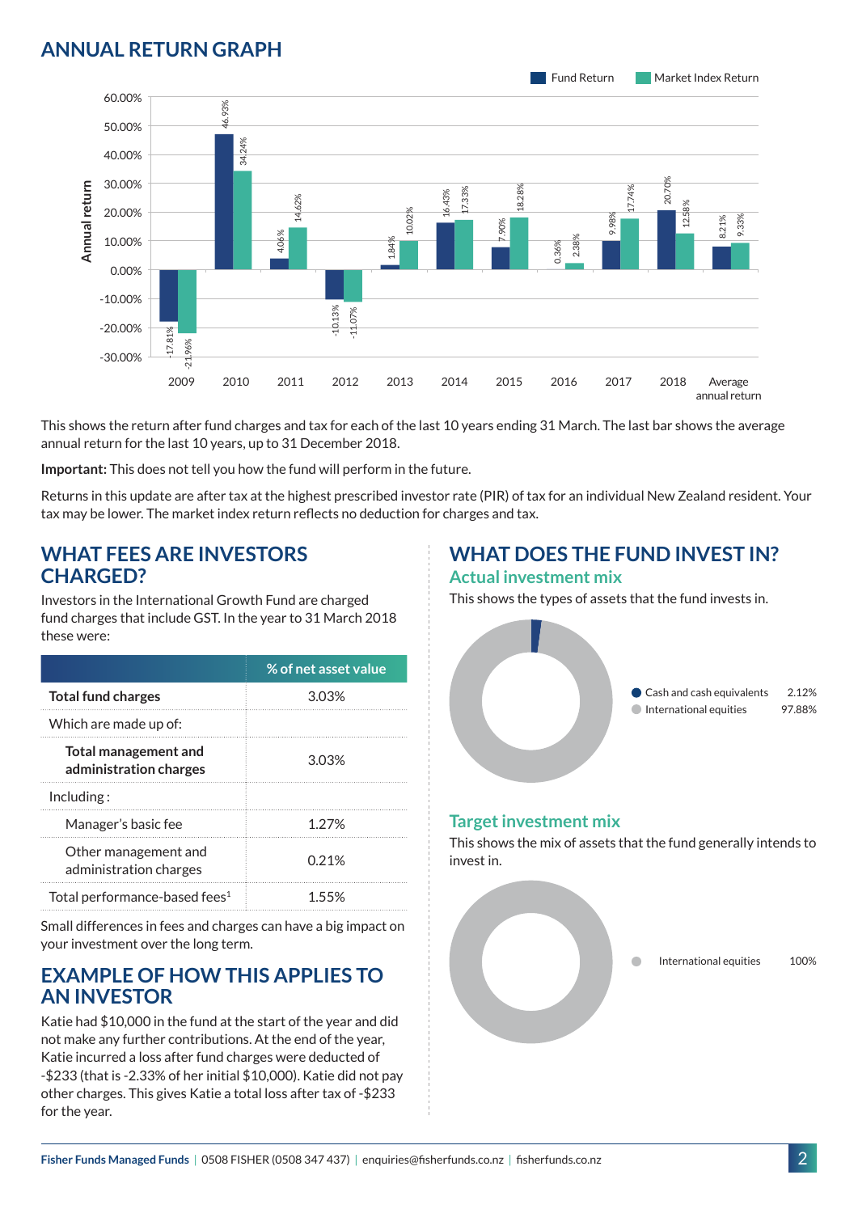## ANNUAL RETURN GRAPH

| Year | Fund Return | Market Index Return |
|---|---|---|
| 2009 | -17.81% | -21.96% |
| 2010 | 46.93% | 34.24% |
| 2011 | 4.06% | 14.62% |
| 2012 | -10.13% | -11.07% |
| 2013 | 1.84% | 10.02% |
| 2014 | 16.43% | 17.33% |
| 2015 | 7.90% | 18.28% |
| 2016 | 0.36% | 2.38% |
| 2017 | 9.98% | 17.74% |
| 2018 | 20.70% | 12.58% |
| Average annual return | 8.21% | 9.33% |

This shows the return after fund charges and tax for each of the last 10 years ending 31 March. The last bar shows the average annual return for the last 10 years, up to 31 December 2018.

**Important:** This does not tell you how the fund will perform in the future.

Returns in this update are after tax at the highest prescribed investor rate (PIR) of tax for an individual New Zealand resident. Your tax may be lower. The market index return reflects no deduction for charges and tax.

## WHAT FEES ARE INVESTORS CHARGED?

Investors in the International Growth Fund are charged fund charges that include GST. In the year to 31 March 2018 these were:

| | % of net asset value |
|---|---|
| **Total fund charges** | 3.03% |
| Which are made up of: | |
| **Total management and administration charges** | 3.03% |
| Including : | |
| Manager's basic fee | 1.27% |
| Other management and administration charges | 0.21% |
| Total performance-based fees[1] | 1.55% |

Small differences in fees and charges can have a big impact on your investment over the long term.

## EXAMPLE OF HOW THIS APPLIES TO AN INVESTOR

Katie had $10,000 in the fund at the start of the year and did not make any further contributions. At the end of the year, Katie incurred a loss after fund charges were deducted of -$233 (that is -2.33% of her initial $10,000). Katie did not pay other charges. This gives Katie a total loss after tax of -$233 for the year.

## WHAT DOES THE FUND INVEST IN?

### Actual investment mix

This shows the types of assets that the fund invests in.

| Asset | % |
|---|---|
| Cash and cash equivalents | 2.12% |
| International equities | 97.88% |

### Target investment mix

This shows the mix of assets that the fund generally intends to invest in.

| Asset | % |
|---|---|
| International equities | 100% |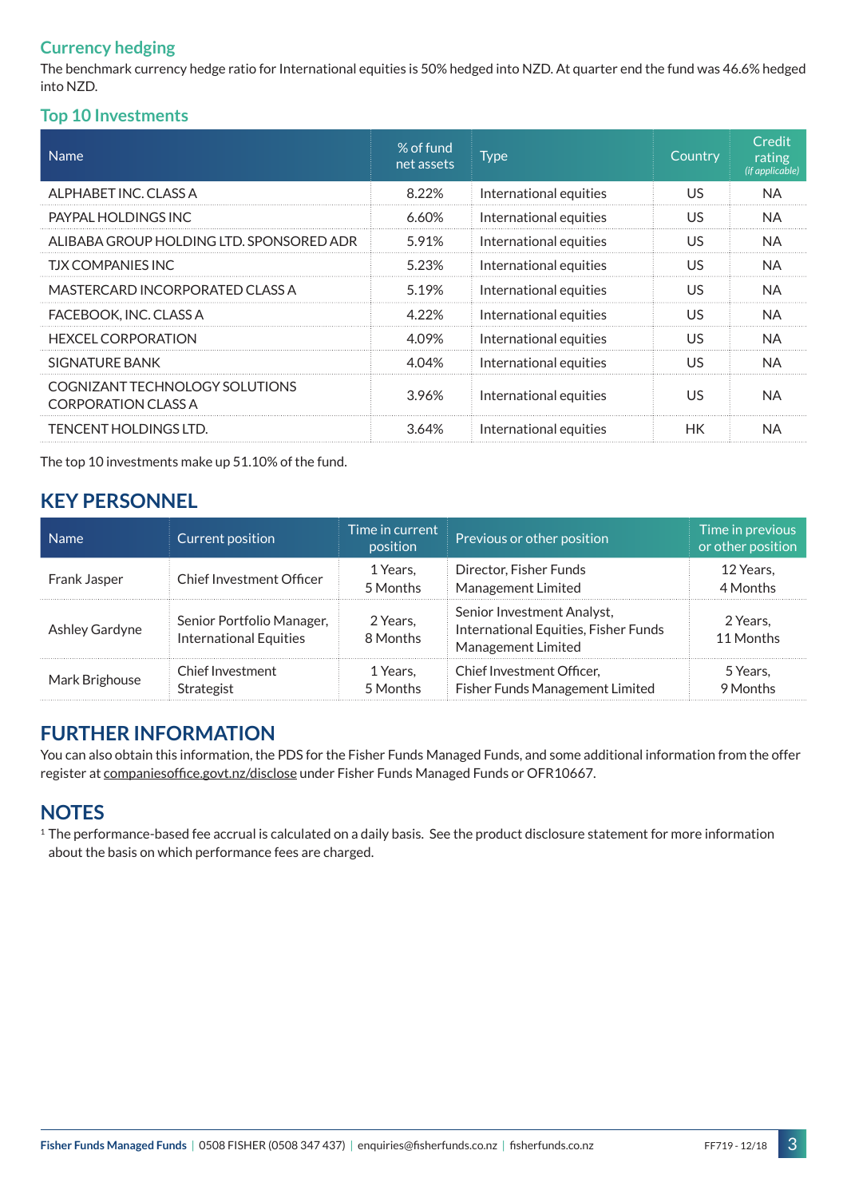## Currency hedging

The benchmark currency hedge ratio for International equities is 50% hedged into NZD. At quarter end the fund was 46.6% hedged into NZD.

## Top 10 Investments

| Name | % of fund net assets | Type | Country | Credit rating *(if applicable)* |
|---|---|---|---|---|
| ALPHABET INC. CLASS A | 8.22% | International equities | US | NA |
| PAYPAL HOLDINGS INC | 6.60% | International equities | US | NA |
| ALIBABA GROUP HOLDING LTD. SPONSORED ADR | 5.91% | International equities | US | NA |
| TJX COMPANIES INC | 5.23% | International equities | US | NA |
| MASTERCARD INCORPORATED CLASS A | 5.19% | International equities | US | NA |
| FACEBOOK, INC. CLASS A | 4.22% | International equities | US | NA |
| HEXCEL CORPORATION | 4.09% | International equities | US | NA |
| SIGNATURE BANK | 4.04% | International equities | US | NA |
| COGNIZANT TECHNOLOGY SOLUTIONS CORPORATION CLASS A | 3.96% | International equities | US | NA |
| TENCENT HOLDINGS LTD. | 3.64% | International equities | HK | NA |

The top 10 investments make up 51.10% of the fund.

# KEY PERSONNEL

| Name | Current position | Time in current position | Previous or other position | Time in previous or other position |
|---|---|---|---|---|
| Frank Jasper | Chief Investment Officer | 1 Years, 5 Months | Director, Fisher Funds Management Limited | 12 Years, 4 Months |
| Ashley Gardyne | Senior Portfolio Manager, International Equities | 2 Years, 8 Months | Senior Investment Analyst, International Equities, Fisher Funds Management Limited | 2 Years, 11 Months |
| Mark Brighouse | Chief Investment Strategist | 1 Years, 5 Months | Chief Investment Officer, Fisher Funds Management Limited | 5 Years, 9 Months |

# FURTHER INFORMATION

You can also obtain this information, the PDS for the Fisher Funds Managed Funds, and some additional information from the offer register at companiesoffice.govt.nz/disclose under Fisher Funds Managed Funds or OFR10667.

# NOTES

[1] The performance-based fee accrual is calculated on a daily basis. See the product disclosure statement for more information about the basis on which performance fees are charged.